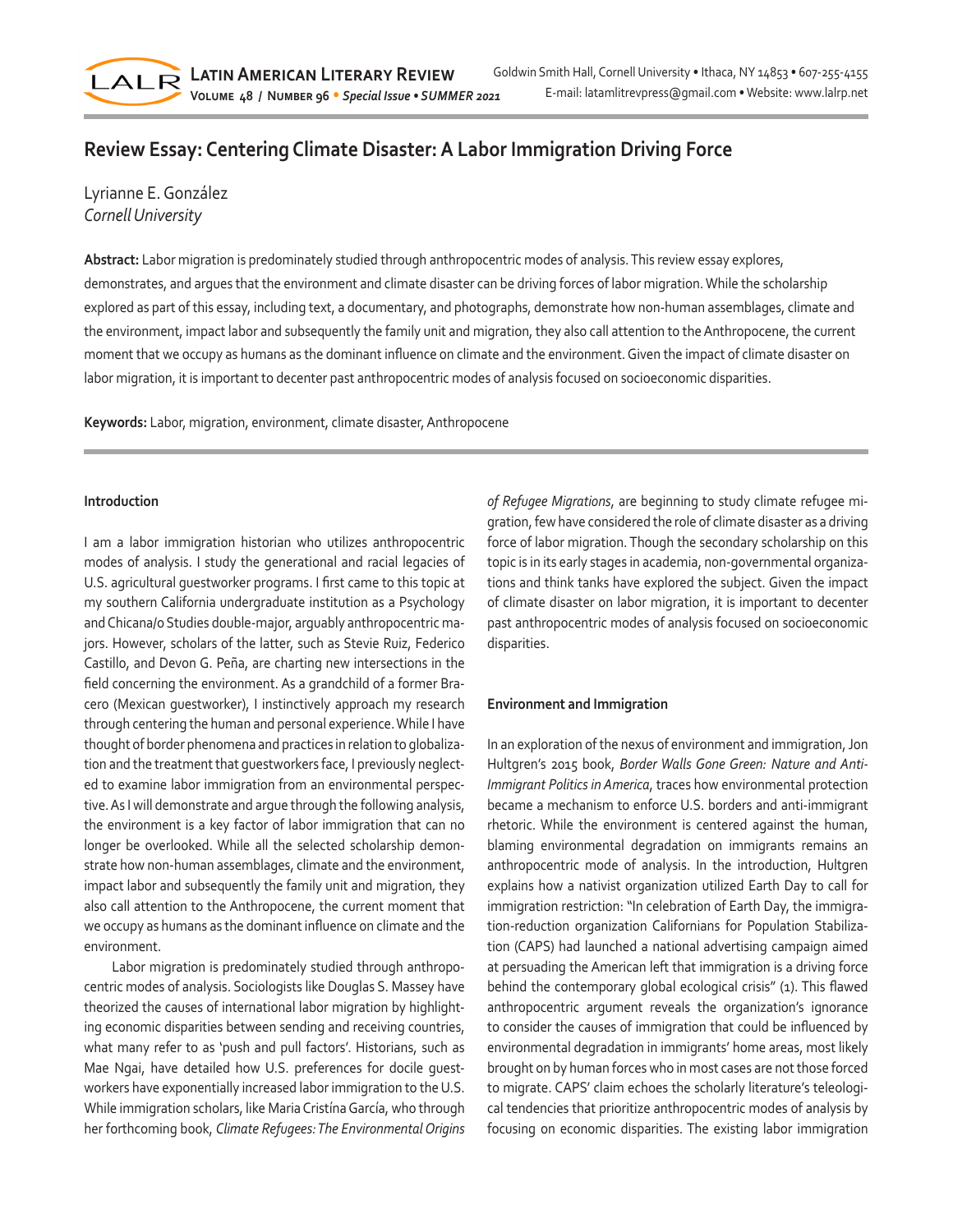# Review Essay: Centering Climate Disaster: A Labor Immigration Driving Force

Lyrianne E. González
*Cornell University*

**Abstract:** Labor migration is predominately studied through anthropocentric modes of analysis. This review essay explores, demonstrates, and argues that the environment and climate disaster can be driving forces of labor migration. While the scholarship explored as part of this essay, including text, a documentary, and photographs, demonstrate how non-human assemblages, climate and the environment, impact labor and subsequently the family unit and migration, they also call attention to the Anthropocene, the current moment that we occupy as humans as the dominant influence on climate and the environment. Given the impact of climate disaster on labor migration, it is important to decenter past anthropocentric modes of analysis focused on socioeconomic disparities.

**Keywords:** Labor, migration, environment, climate disaster, Anthropocene

## Introduction

I am a labor immigration historian who utilizes anthropocentric modes of analysis. I study the generational and racial legacies of U.S. agricultural guestworker programs. I first came to this topic at my southern California undergraduate institution as a Psychology and Chicana/o Studies double-major, arguably anthropocentric majors. However, scholars of the latter, such as Stevie Ruiz, Federico Castillo, and Devon G. Peña, are charting new intersections in the field concerning the environment. As a grandchild of a former Bracero (Mexican guestworker), I instinctively approach my research through centering the human and personal experience. While I have thought of border phenomena and practices in relation to globalization and the treatment that guestworkers face, I previously neglected to examine labor immigration from an environmental perspective. As I will demonstrate and argue through the following analysis, the environment is a key factor of labor immigration that can no longer be overlooked. While all the selected scholarship demonstrate how non-human assemblages, climate and the environment, impact labor and subsequently the family unit and migration, they also call attention to the Anthropocene, the current moment that we occupy as humans as the dominant influence on climate and the environment.

Labor migration is predominately studied through anthropocentric modes of analysis. Sociologists like Douglas S. Massey have theorized the causes of international labor migration by highlighting economic disparities between sending and receiving countries, what many refer to as 'push and pull factors'. Historians, such as Mae Ngai, have detailed how U.S. preferences for docile guestworkers have exponentially increased labor immigration to the U.S. While immigration scholars, like Maria Cristína García, who through her forthcoming book, *Climate Refugees: The Environmental Origins of Refugee Migrations*, are beginning to study climate refugee migration, few have considered the role of climate disaster as a driving force of labor migration. Though the secondary scholarship on this topic is in its early stages in academia, non-governmental organizations and think tanks have explored the subject. Given the impact of climate disaster on labor migration, it is important to decenter past anthropocentric modes of analysis focused on socioeconomic disparities.

## Environment and Immigration

In an exploration of the nexus of environment and immigration, Jon Hultgren's 2015 book, *Border Walls Gone Green: Nature and Anti-Immigrant Politics in America*, traces how environmental protection became a mechanism to enforce U.S. borders and anti-immigrant rhetoric. While the environment is centered against the human, blaming environmental degradation on immigrants remains an anthropocentric mode of analysis. In the introduction, Hultgren explains how a nativist organization utilized Earth Day to call for immigration restriction: "In celebration of Earth Day, the immigration-reduction organization Californians for Population Stabilization (CAPS) had launched a national advertising campaign aimed at persuading the American left that immigration is a driving force behind the contemporary global ecological crisis" (1). This flawed anthropocentric argument reveals the organization's ignorance to consider the causes of immigration that could be influenced by environmental degradation in immigrants' home areas, most likely brought on by human forces who in most cases are not those forced to migrate. CAPS' claim echoes the scholarly literature's teleological tendencies that prioritize anthropocentric modes of analysis by focusing on economic disparities. The existing labor immigration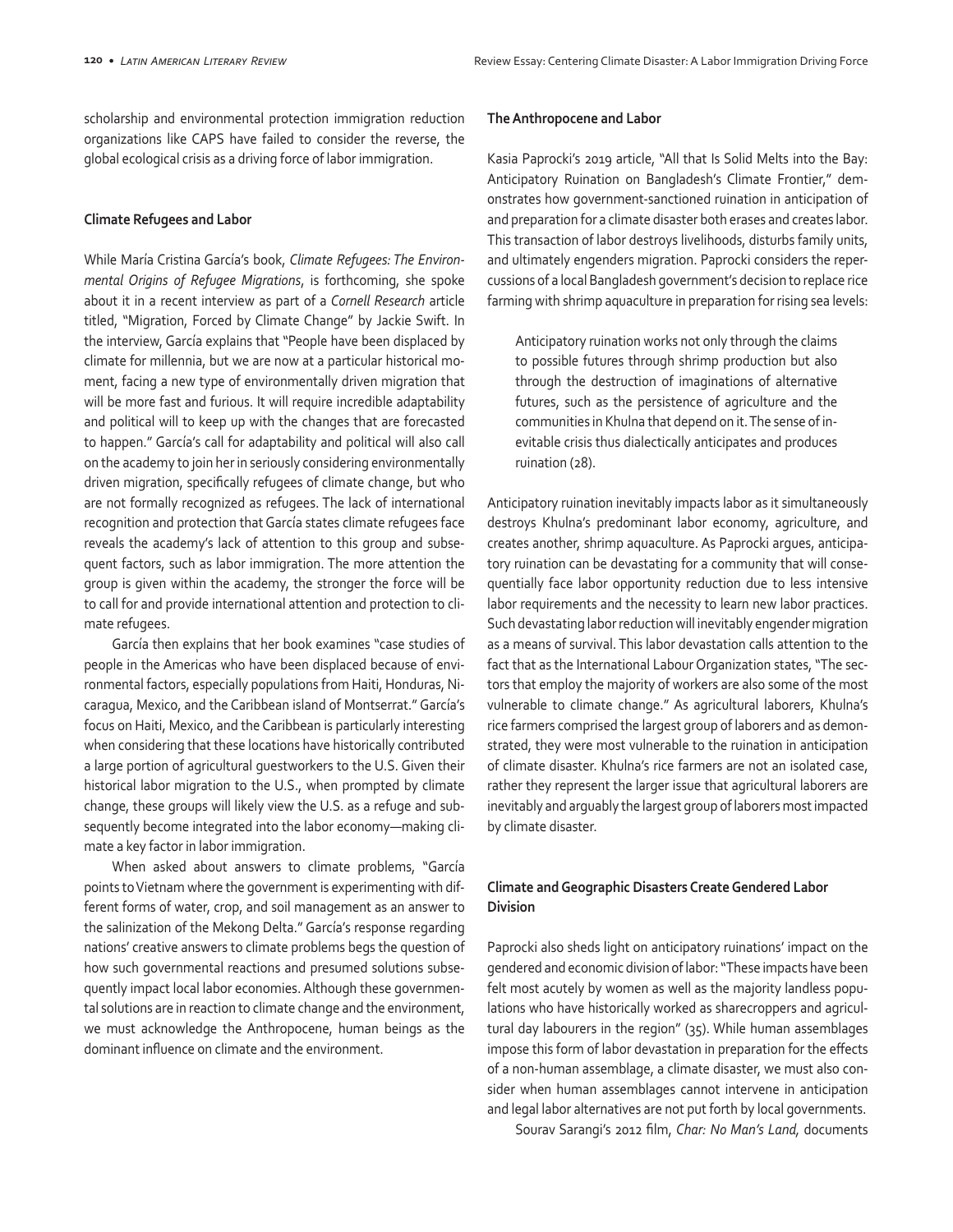scholarship and environmental protection immigration reduction organizations like CAPS have failed to consider the reverse, the global ecological crisis as a driving force of labor immigration.

### Climate Refugees and Labor

While María Cristina García's book, *Climate Refugees: The Environmental Origins of Refugee Migrations*, is forthcoming, she spoke about it in a recent interview as part of a *Cornell Research* article titled, "Migration, Forced by Climate Change" by Jackie Swift. In the interview, García explains that "People have been displaced by climate for millennia, but we are now at a particular historical moment, facing a new type of environmentally driven migration that will be more fast and furious. It will require incredible adaptability and political will to keep up with the changes that are forecasted to happen." García's call for adaptability and political will also call on the academy to join her in seriously considering environmentally driven migration, specifically refugees of climate change, but who are not formally recognized as refugees. The lack of international recognition and protection that García states climate refugees face reveals the academy's lack of attention to this group and subsequent factors, such as labor immigration. The more attention the group is given within the academy, the stronger the force will be to call for and provide international attention and protection to climate refugees.

García then explains that her book examines "case studies of people in the Americas who have been displaced because of environmental factors, especially populations from Haiti, Honduras, Nicaragua, Mexico, and the Caribbean island of Montserrat." García's focus on Haiti, Mexico, and the Caribbean is particularly interesting when considering that these locations have historically contributed a large portion of agricultural guestworkers to the U.S. Given their historical labor migration to the U.S., when prompted by climate change, these groups will likely view the U.S. as a refuge and subsequently become integrated into the labor economy—making climate a key factor in labor immigration.

When asked about answers to climate problems, "García points to Vietnam where the government is experimenting with different forms of water, crop, and soil management as an answer to the salinization of the Mekong Delta." García's response regarding nations' creative answers to climate problems begs the question of how such governmental reactions and presumed solutions subsequently impact local labor economies. Although these governmental solutions are in reaction to climate change and the environment, we must acknowledge the Anthropocene, human beings as the dominant influence on climate and the environment.

### The Anthropocene and Labor

Kasia Paprocki's 2019 article, "All that Is Solid Melts into the Bay: Anticipatory Ruination on Bangladesh's Climate Frontier," demonstrates how government-sanctioned ruination in anticipation of and preparation for a climate disaster both erases and creates labor. This transaction of labor destroys livelihoods, disturbs family units, and ultimately engenders migration. Paprocki considers the repercussions of a local Bangladesh government's decision to replace rice farming with shrimp aquaculture in preparation for rising sea levels:

> Anticipatory ruination works not only through the claims to possible futures through shrimp production but also through the destruction of imaginations of alternative futures, such as the persistence of agriculture and the communities in Khulna that depend on it. The sense of inevitable crisis thus dialectically anticipates and produces ruination (28).

Anticipatory ruination inevitably impacts labor as it simultaneously destroys Khulna's predominant labor economy, agriculture, and creates another, shrimp aquaculture. As Paprocki argues, anticipatory ruination can be devastating for a community that will consequentially face labor opportunity reduction due to less intensive labor requirements and the necessity to learn new labor practices. Such devastating labor reduction will inevitably engender migration as a means of survival. This labor devastation calls attention to the fact that as the International Labour Organization states, "The sectors that employ the majority of workers are also some of the most vulnerable to climate change." As agricultural laborers, Khulna's rice farmers comprised the largest group of laborers and as demonstrated, they were most vulnerable to the ruination in anticipation of climate disaster. Khulna's rice farmers are not an isolated case, rather they represent the larger issue that agricultural laborers are inevitably and arguably the largest group of laborers most impacted by climate disaster.

### Climate and Geographic Disasters Create Gendered Labor Division

Paprocki also sheds light on anticipatory ruinations' impact on the gendered and economic division of labor: "These impacts have been felt most acutely by women as well as the majority landless populations who have historically worked as sharecroppers and agricultural day labourers in the region" (35). While human assemblages impose this form of labor devastation in preparation for the effects of a non-human assemblage, a climate disaster, we must also consider when human assemblages cannot intervene in anticipation and legal labor alternatives are not put forth by local governments.

Sourav Sarangi's 2012 film, *Char: No Man's Land,* documents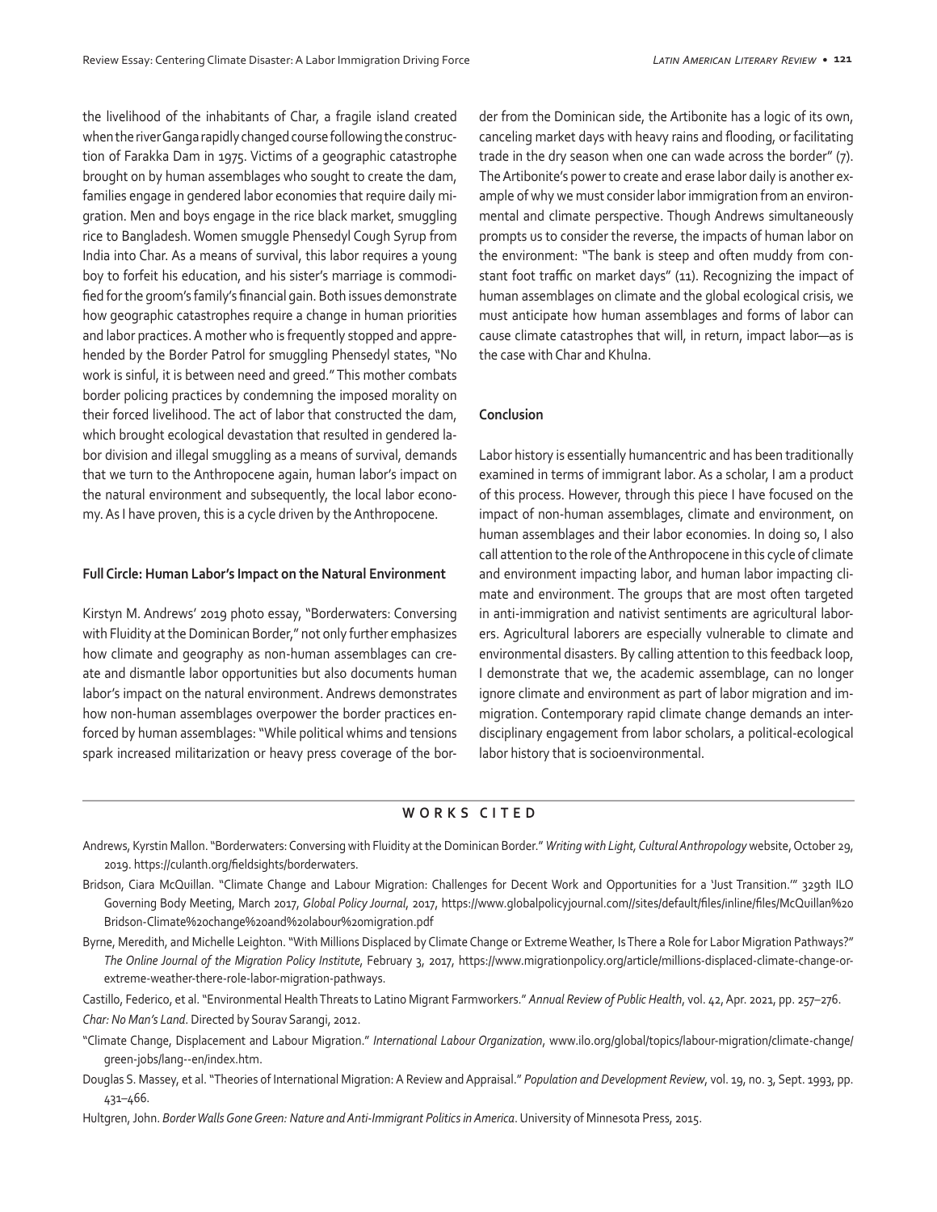the livelihood of the inhabitants of Char, a fragile island created when the river Ganga rapidly changed course following the construction of Farakka Dam in 1975. Victims of a geographic catastrophe brought on by human assemblages who sought to create the dam, families engage in gendered labor economies that require daily migration. Men and boys engage in the rice black market, smuggling rice to Bangladesh. Women smuggle Phensedyl Cough Syrup from India into Char. As a means of survival, this labor requires a young boy to forfeit his education, and his sister's marriage is commodified for the groom's family's financial gain. Both issues demonstrate how geographic catastrophes require a change in human priorities and labor practices. A mother who is frequently stopped and apprehended by the Border Patrol for smuggling Phensedyl states, "No work is sinful, it is between need and greed." This mother combats border policing practices by condemning the imposed morality on their forced livelihood. The act of labor that constructed the dam, which brought ecological devastation that resulted in gendered labor division and illegal smuggling as a means of survival, demands that we turn to the Anthropocene again, human labor's impact on the natural environment and subsequently, the local labor economy. As I have proven, this is a cycle driven by the Anthropocene.

### Full Circle: Human Labor's Impact on the Natural Environment

Kirstyn M. Andrews' 2019 photo essay, "Borderwaters: Conversing with Fluidity at the Dominican Border," not only further emphasizes how climate and geography as non-human assemblages can create and dismantle labor opportunities but also documents human labor's impact on the natural environment. Andrews demonstrates how non-human assemblages overpower the border practices enforced by human assemblages: "While political whims and tensions spark increased militarization or heavy press coverage of the border from the Dominican side, the Artibonite has a logic of its own, canceling market days with heavy rains and flooding, or facilitating trade in the dry season when one can wade across the border" (7). The Artibonite's power to create and erase labor daily is another example of why we must consider labor immigration from an environmental and climate perspective. Though Andrews simultaneously prompts us to consider the reverse, the impacts of human labor on the environment: "The bank is steep and often muddy from constant foot traffic on market days" (11). Recognizing the impact of human assemblages on climate and the global ecological crisis, we must anticipate how human assemblages and forms of labor can cause climate catastrophes that will, in return, impact labor—as is the case with Char and Khulna.

### Conclusion

Labor history is essentially humancentric and has been traditionally examined in terms of immigrant labor. As a scholar, I am a product of this process. However, through this piece I have focused on the impact of non-human assemblages, climate and environment, on human assemblages and their labor economies. In doing so, I also call attention to the role of the Anthropocene in this cycle of climate and environment impacting labor, and human labor impacting climate and environment. The groups that are most often targeted in anti-immigration and nativist sentiments are agricultural laborers. Agricultural laborers are especially vulnerable to climate and environmental disasters. By calling attention to this feedback loop, I demonstrate that we, the academic assemblage, can no longer ignore climate and environment as part of labor migration and immigration. Contemporary rapid climate change demands an interdisciplinary engagement from labor scholars, a political-ecological labor history that is socioenvironmental.

## WORKS CITED

Andrews, Kyrstin Mallon. "Borderwaters: Conversing with Fluidity at the Dominican Border." *Writing with Light, Cultural Anthropology* website, October 29, 2019. https://culanth.org/fieldsights/borderwaters.

Bridson, Ciara McQuillan. "Climate Change and Labour Migration: Challenges for Decent Work and Opportunities for a 'Just Transition.'" 329th ILO Governing Body Meeting, March 2017, *Global Policy Journal*, 2017, https://www.globalpolicyjournal.com//sites/default/files/inline/files/McQuillan%20Bridson-Climate%20change%20and%20labour%20migration.pdf

Byrne, Meredith, and Michelle Leighton. "With Millions Displaced by Climate Change or Extreme Weather, Is There a Role for Labor Migration Pathways?" *The Online Journal of the Migration Policy Institute*, February 3, 2017, https://www.migrationpolicy.org/article/millions-displaced-climate-change-or-extreme-weather-there-role-labor-migration-pathways.

Castillo, Federico, et al. "Environmental Health Threats to Latino Migrant Farmworkers." *Annual Review of Public Health*, vol. 42, Apr. 2021, pp. 257–276.

*Char: No Man's Land*. Directed by Sourav Sarangi, 2012.

"Climate Change, Displacement and Labour Migration." *International Labour Organization*, www.ilo.org/global/topics/labour-migration/climate-change/green-jobs/lang--en/index.htm.

Douglas S. Massey, et al. "Theories of International Migration: A Review and Appraisal." *Population and Development Review*, vol. 19, no. 3, Sept. 1993, pp. 431–466.

Hultgren, John. *Border Walls Gone Green: Nature and Anti-Immigrant Politics in America*. University of Minnesota Press, 2015.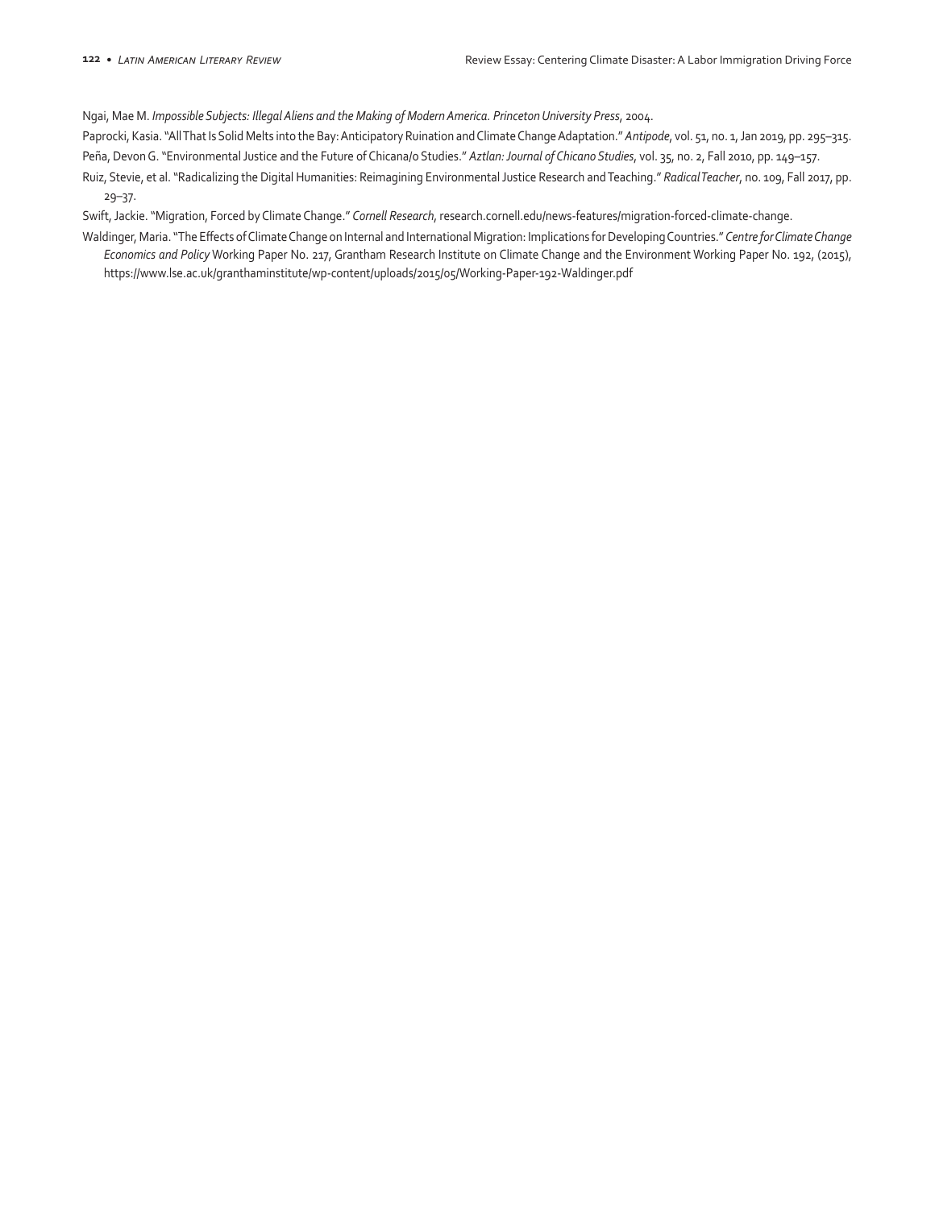Ngai, Mae M. *Impossible Subjects: Illegal Aliens and the Making of Modern America. Princeton University Press*, 2004.

Paprocki, Kasia. "All That Is Solid Melts into the Bay: Anticipatory Ruination and Climate Change Adaptation." *Antipode*, vol. 51, no. 1, Jan 2019, pp. 295–315.

Peña, Devon G. "Environmental Justice and the Future of Chicana/o Studies." *Aztlan: Journal of Chicano Studies*, vol. 35, no. 2, Fall 2010, pp. 149–157.

Ruiz, Stevie, et al. "Radicalizing the Digital Humanities: Reimagining Environmental Justice Research and Teaching." *Radical Teacher*, no. 109, Fall 2017, pp. 29–37.

Swift, Jackie. "Migration, Forced by Climate Change." *Cornell Research*, research.cornell.edu/news-features/migration-forced-climate-change.

Waldinger, Maria. "The Effects of Climate Change on Internal and International Migration: Implications for Developing Countries." *Centre for Climate Change Economics and Policy* Working Paper No. 217, Grantham Research Institute on Climate Change and the Environment Working Paper No. 192, (2015), https://www.lse.ac.uk/granthaminstitute/wp-content/uploads/2015/05/Working-Paper-192-Waldinger.pdf